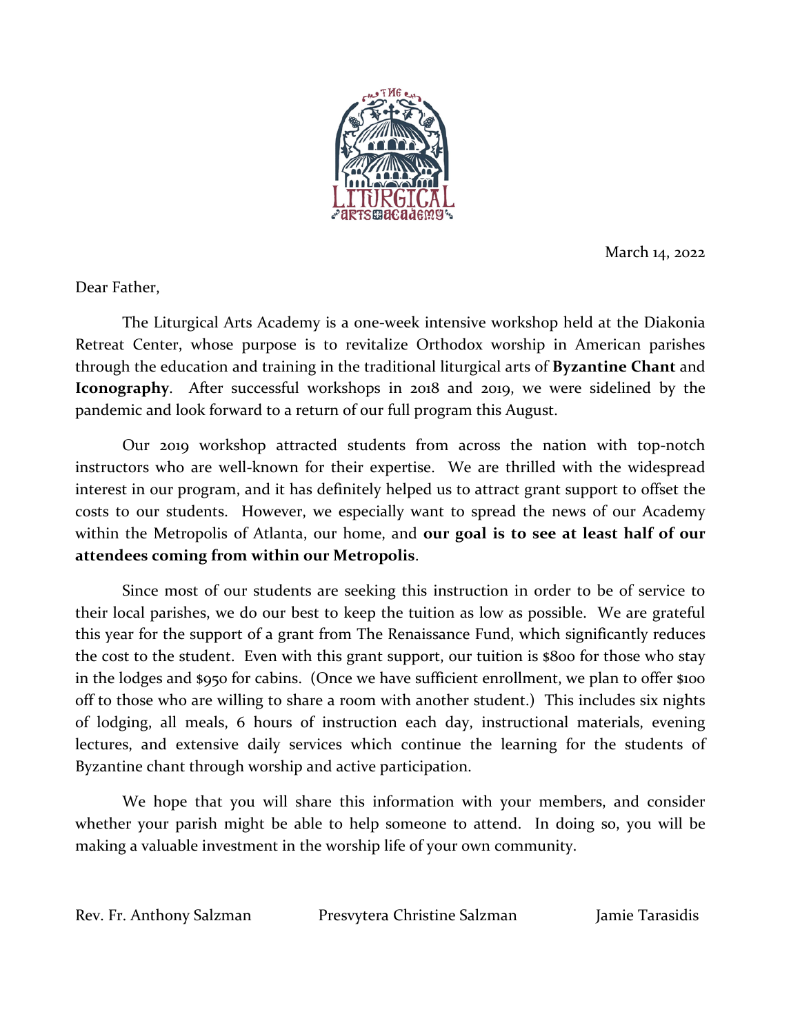March 14, 2022

Dear Father,

The Liturgical Arts Academy is a one-week intensive workshop held at the Diakonia Retreat Center, whose purpose is to revitalize Orthodox worship in American parishes through the education and training in the traditional liturgical arts of **Byzantine Chant** and **Iconography**. After successful workshops in 2018 and 2019, we were sidelined by the pandemic and look forward to a return of our full program this August.

Our 2019 workshop attracted students from across the nation with top-notch instructors who are well-known for their expertise. We are thrilled with the widespread interest in our program, and it has definitely helped us to attract grant support to offset the costs to our students. However, we especially want to spread the news of our Academy within the Metropolis of Atlanta, our home, and **our goal is to see at least half of our attendees coming from within our Metropolis**.

Since most of our students are seeking this instruction in order to be of service to their local parishes, we do our best to keep the tuition as low as possible. We are grateful this year for the support of a grant from The Renaissance Fund, which significantly reduces the cost to the student. Even with this grant support, our tuition is $800 for those who stay in the lodges and $950 for cabins. (Once we have sufficient enrollment, we plan to offer $100 off to those who are willing to share a room with another student.) This includes six nights of lodging, all meals, 6 hours of instruction each day, instructional materials, evening lectures, and extensive daily services which continue the learning for the students of Byzantine chant through worship and active participation.

We hope that you will share this information with your members, and consider whether your parish might be able to help someone to attend. In doing so, you will be making a valuable investment in the worship life of your own community.

Rev. Fr. Anthony Salzman    Presvytera Christine Salzman    Jamie Tarasidis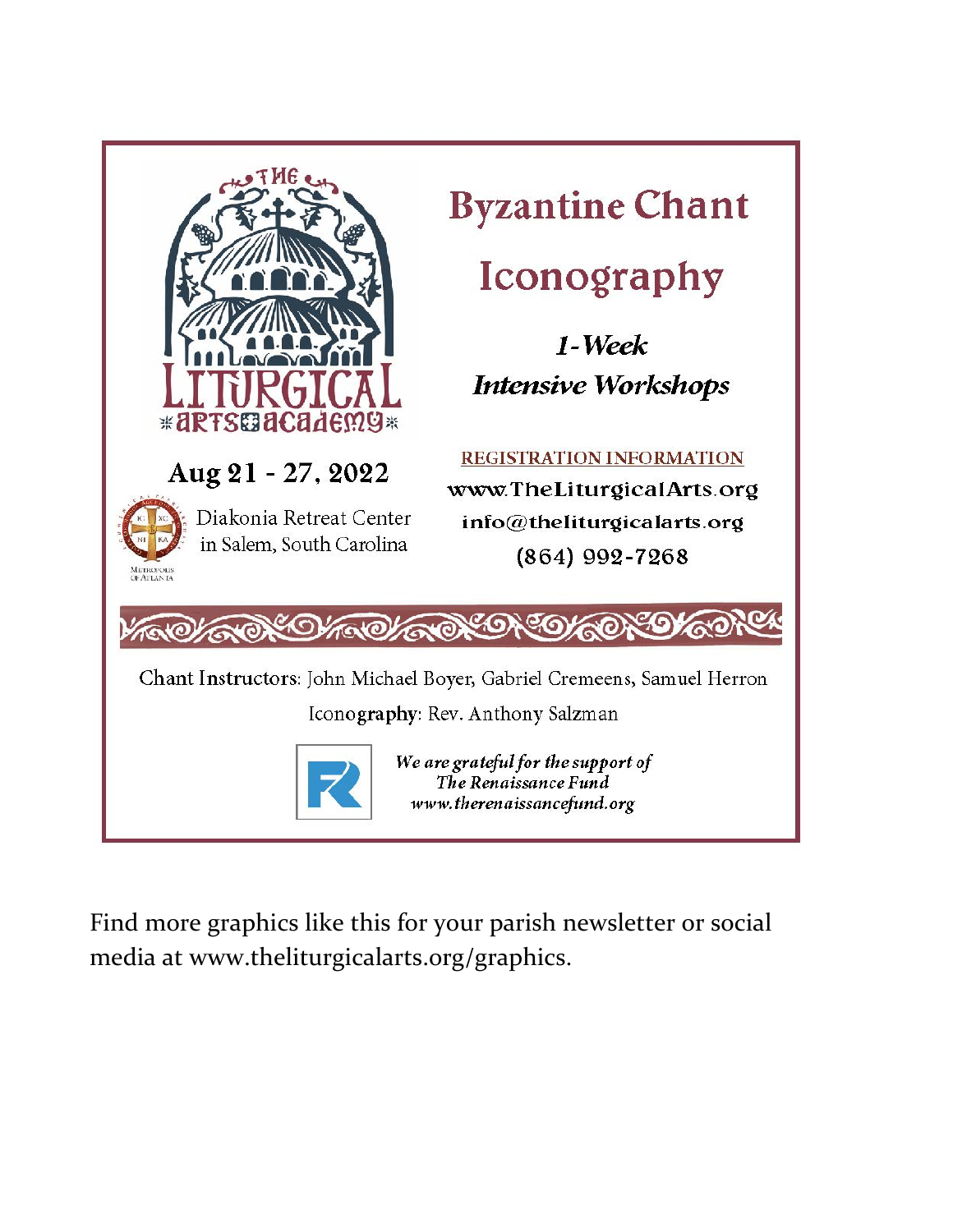THE LITURGICAL ARTS ACADEMY

# Byzantine Chant

# Iconography

***1-Week Intensive Workshops***

## Aug 21 - 27, 2022

Diakonia Retreat Center in Salem, South Carolina

Metropolis of Atlanta

**REGISTRATION INFORMATION**

www.TheLiturgicalArts.org

info@theliturgicalarts.org

(864) 992-7268

Chant Instructors: John Michael Boyer, Gabriel Cremeens, Samuel Herron

Iconography: Rev. Anthony Salzman

*We are grateful for the support of The Renaissance Fund www.therenaissancefund.org*

Find more graphics like this for your parish newsletter or social media at www.theliturgicalarts.org/graphics.